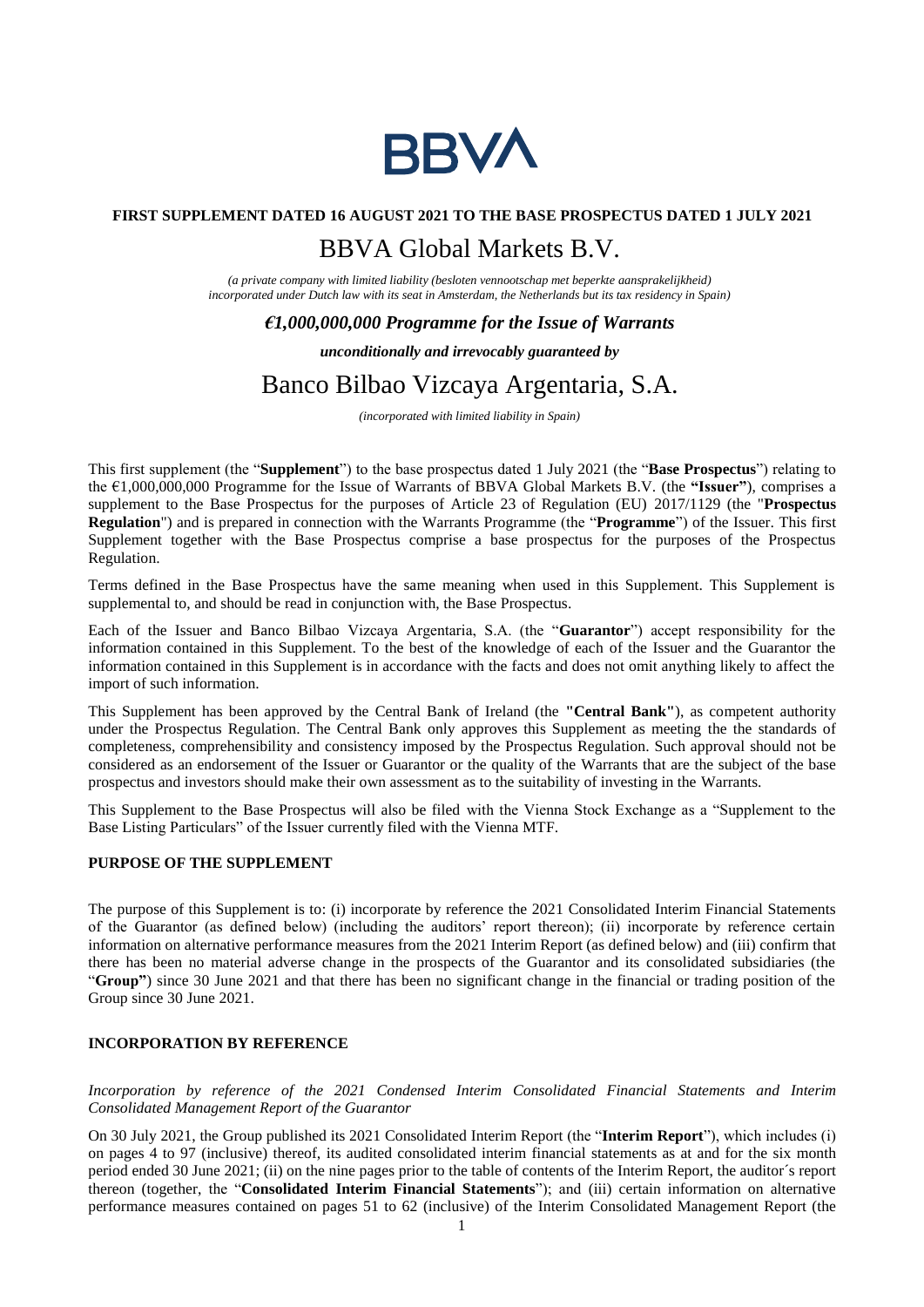BBVA

**FIRST SUPPLEMENT DATED 16 AUGUST 2021 TO THE BASE PROSPECTUS DATED 1 JULY 2021**

# BBVA Global Markets B.V.

*(a private company with limited liability (besloten vennootschap met beperkte aansprakelijkheid) incorporated under Dutch law with its seat in Amsterdam, the Netherlands but its tax residency in Spain)*

***€1,000,000,000 Programme for the Issue of Warrants***

***unconditionally and irrevocably guaranteed by***

# Banco Bilbao Vizcaya Argentaria, S.A.

*(incorporated with limited liability in Spain)*

This first supplement (the "**Supplement**") to the base prospectus dated 1 July 2021 (the "**Base Prospectus**") relating to the €1,000,000,000 Programme for the Issue of Warrants of BBVA Global Markets B.V. (the **"Issuer"**), comprises a supplement to the Base Prospectus for the purposes of Article 23 of Regulation (EU) 2017/1129 (the "**Prospectus Regulation**") and is prepared in connection with the Warrants Programme (the "**Programme**") of the Issuer. This first Supplement together with the Base Prospectus comprise a base prospectus for the purposes of the Prospectus Regulation.

Terms defined in the Base Prospectus have the same meaning when used in this Supplement. This Supplement is supplemental to, and should be read in conjunction with, the Base Prospectus.

Each of the Issuer and Banco Bilbao Vizcaya Argentaria, S.A. (the "**Guarantor**") accept responsibility for the information contained in this Supplement. To the best of the knowledge of each of the Issuer and the Guarantor the information contained in this Supplement is in accordance with the facts and does not omit anything likely to affect the import of such information.

This Supplement has been approved by the Central Bank of Ireland (the **"Central Bank"**), as competent authority under the Prospectus Regulation. The Central Bank only approves this Supplement as meeting the the standards of completeness, comprehensibility and consistency imposed by the Prospectus Regulation. Such approval should not be considered as an endorsement of the Issuer or Guarantor or the quality of the Warrants that are the subject of the base prospectus and investors should make their own assessment as to the suitability of investing in the Warrants.

This Supplement to the Base Prospectus will also be filed with the Vienna Stock Exchange as a "Supplement to the Base Listing Particulars" of the Issuer currently filed with the Vienna MTF.

## PURPOSE OF THE SUPPLEMENT

The purpose of this Supplement is to: (i) incorporate by reference the 2021 Consolidated Interim Financial Statements of the Guarantor (as defined below) (including the auditors' report thereon); (ii) incorporate by reference certain information on alternative performance measures from the 2021 Interim Report (as defined below) and (iii) confirm that there has been no material adverse change in the prospects of the Guarantor and its consolidated subsidiaries (the "**Group"**) since 30 June 2021 and that there has been no significant change in the financial or trading position of the Group since 30 June 2021.

## INCORPORATION BY REFERENCE

*Incorporation by reference of the 2021 Condensed Interim Consolidated Financial Statements and Interim Consolidated Management Report of the Guarantor*

On 30 July 2021, the Group published its 2021 Consolidated Interim Report (the "**Interim Report**"), which includes (i) on pages 4 to 97 (inclusive) thereof, its audited consolidated interim financial statements as at and for the six month period ended 30 June 2021; (ii) on the nine pages prior to the table of contents of the Interim Report, the auditor´s report thereon (together, the "**Consolidated Interim Financial Statements**"); and (iii) certain information on alternative performance measures contained on pages 51 to 62 (inclusive) of the Interim Consolidated Management Report (the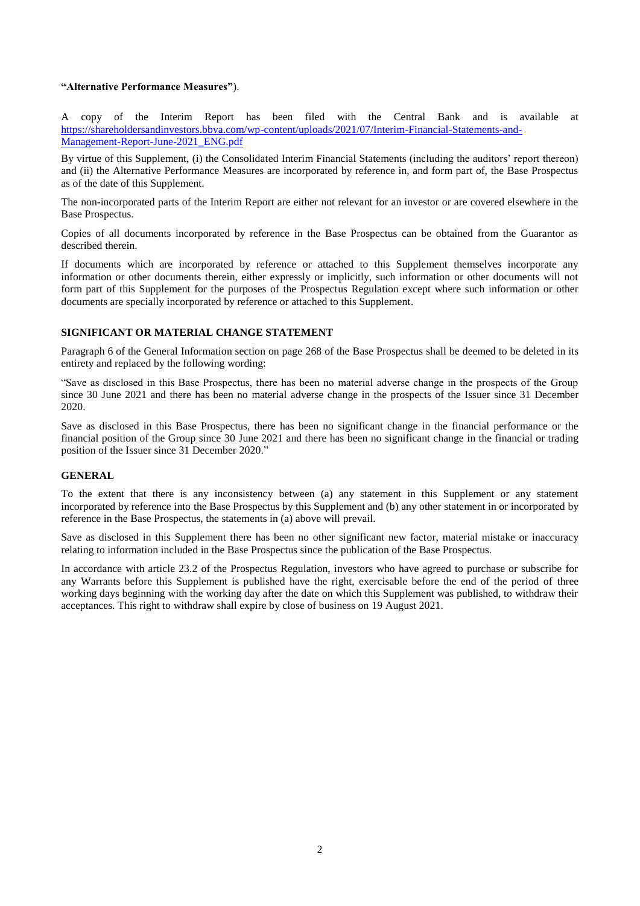**"Alternative Performance Measures"**).

A copy of the Interim Report has been filed with the Central Bank and is available at [https://shareholdersandinvestors.bbva.com/wp-content/uploads/2021/07/Interim-Financial-Statements-and-Management-Report-June-2021_ENG.pdf](https://shareholdersandinvestors.bbva.com/wp-content/uploads/2021/07/Interim-Financial-Statements-and-Management-Report-June-2021_ENG.pdf)

By virtue of this Supplement, (i) the Consolidated Interim Financial Statements (including the auditors' report thereon) and (ii) the Alternative Performance Measures are incorporated by reference in, and form part of, the Base Prospectus as of the date of this Supplement.

The non-incorporated parts of the Interim Report are either not relevant for an investor or are covered elsewhere in the Base Prospectus.

Copies of all documents incorporated by reference in the Base Prospectus can be obtained from the Guarantor as described therein.

If documents which are incorporated by reference or attached to this Supplement themselves incorporate any information or other documents therein, either expressly or implicitly, such information or other documents will not form part of this Supplement for the purposes of the Prospectus Regulation except where such information or other documents are specially incorporated by reference or attached to this Supplement.

## SIGNIFICANT OR MATERIAL CHANGE STATEMENT

Paragraph 6 of the General Information section on page 268 of the Base Prospectus shall be deemed to be deleted in its entirety and replaced by the following wording:

"Save as disclosed in this Base Prospectus, there has been no material adverse change in the prospects of the Group since 30 June 2021 and there has been no material adverse change in the prospects of the Issuer since 31 December 2020.

Save as disclosed in this Base Prospectus, there has been no significant change in the financial performance or the financial position of the Group since 30 June 2021 and there has been no significant change in the financial or trading position of the Issuer since 31 December 2020."

## GENERAL

To the extent that there is any inconsistency between (a) any statement in this Supplement or any statement incorporated by reference into the Base Prospectus by this Supplement and (b) any other statement in or incorporated by reference in the Base Prospectus, the statements in (a) above will prevail.

Save as disclosed in this Supplement there has been no other significant new factor, material mistake or inaccuracy relating to information included in the Base Prospectus since the publication of the Base Prospectus.

In accordance with article 23.2 of the Prospectus Regulation, investors who have agreed to purchase or subscribe for any Warrants before this Supplement is published have the right, exercisable before the end of the period of three working days beginning with the working day after the date on which this Supplement was published, to withdraw their acceptances. This right to withdraw shall expire by close of business on 19 August 2021.